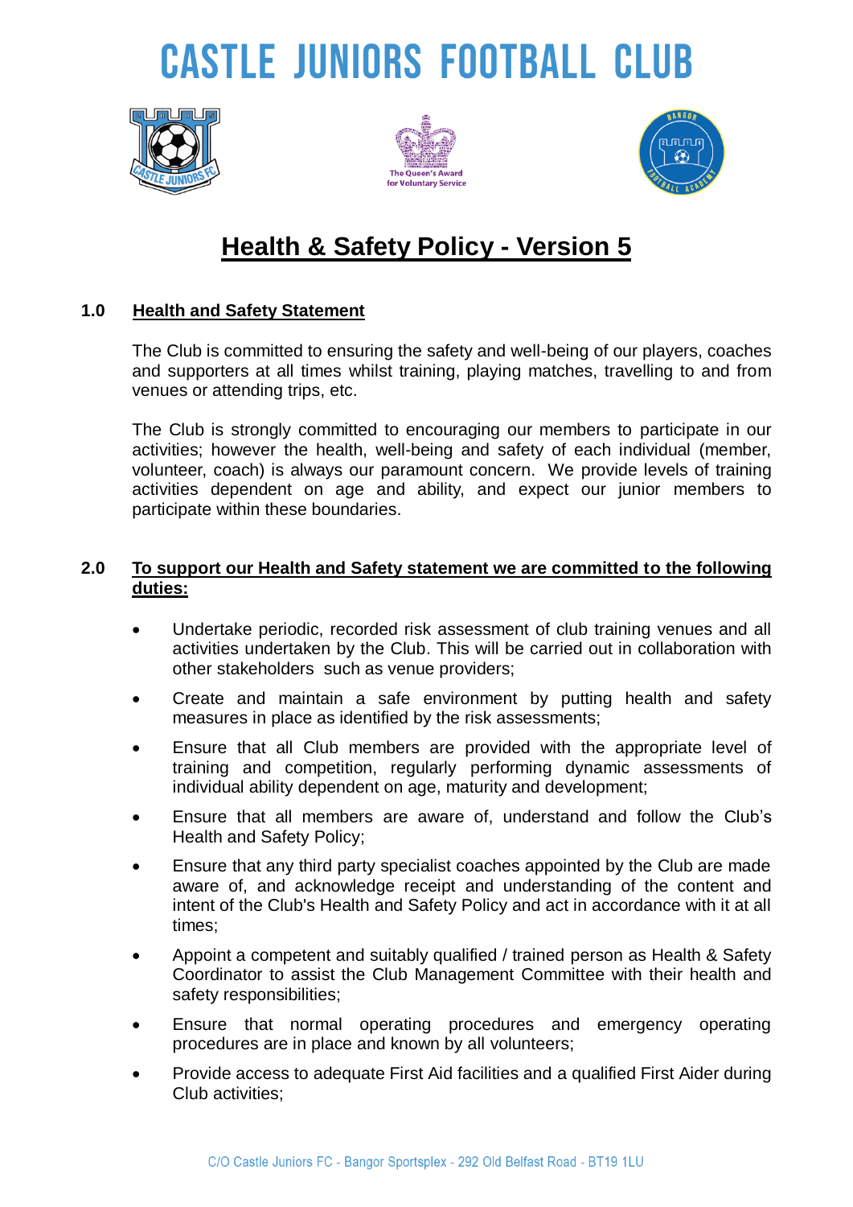# CASTLE JUNIORS FOOTBALL CLUB

The Queen's Award for Voluntary Service

## Health & Safety Policy - Version 5

### 1.0 Health and Safety Statement

The Club is committed to ensuring the safety and well-being of our players, coaches and supporters at all times whilst training, playing matches, travelling to and from venues or attending trips, etc.

The Club is strongly committed to encouraging our members to participate in our activities; however the health, well-being and safety of each individual (member, volunteer, coach) is always our paramount concern. We provide levels of training activities dependent on age and ability, and expect our junior members to participate within these boundaries.

### 2.0 To support our Health and Safety statement we are committed to the following duties:

- Undertake periodic, recorded risk assessment of club training venues and all activities undertaken by the Club. This will be carried out in collaboration with other stakeholders such as venue providers;
- Create and maintain a safe environment by putting health and safety measures in place as identified by the risk assessments;
- Ensure that all Club members are provided with the appropriate level of training and competition, regularly performing dynamic assessments of individual ability dependent on age, maturity and development;
- Ensure that all members are aware of, understand and follow the Club's Health and Safety Policy;
- Ensure that any third party specialist coaches appointed by the Club are made aware of, and acknowledge receipt and understanding of the content and intent of the Club's Health and Safety Policy and act in accordance with it at all times;
- Appoint a competent and suitably qualified / trained person as Health & Safety Coordinator to assist the Club Management Committee with their health and safety responsibilities;
- Ensure that normal operating procedures and emergency operating procedures are in place and known by all volunteers;
- Provide access to adequate First Aid facilities and a qualified First Aider during Club activities;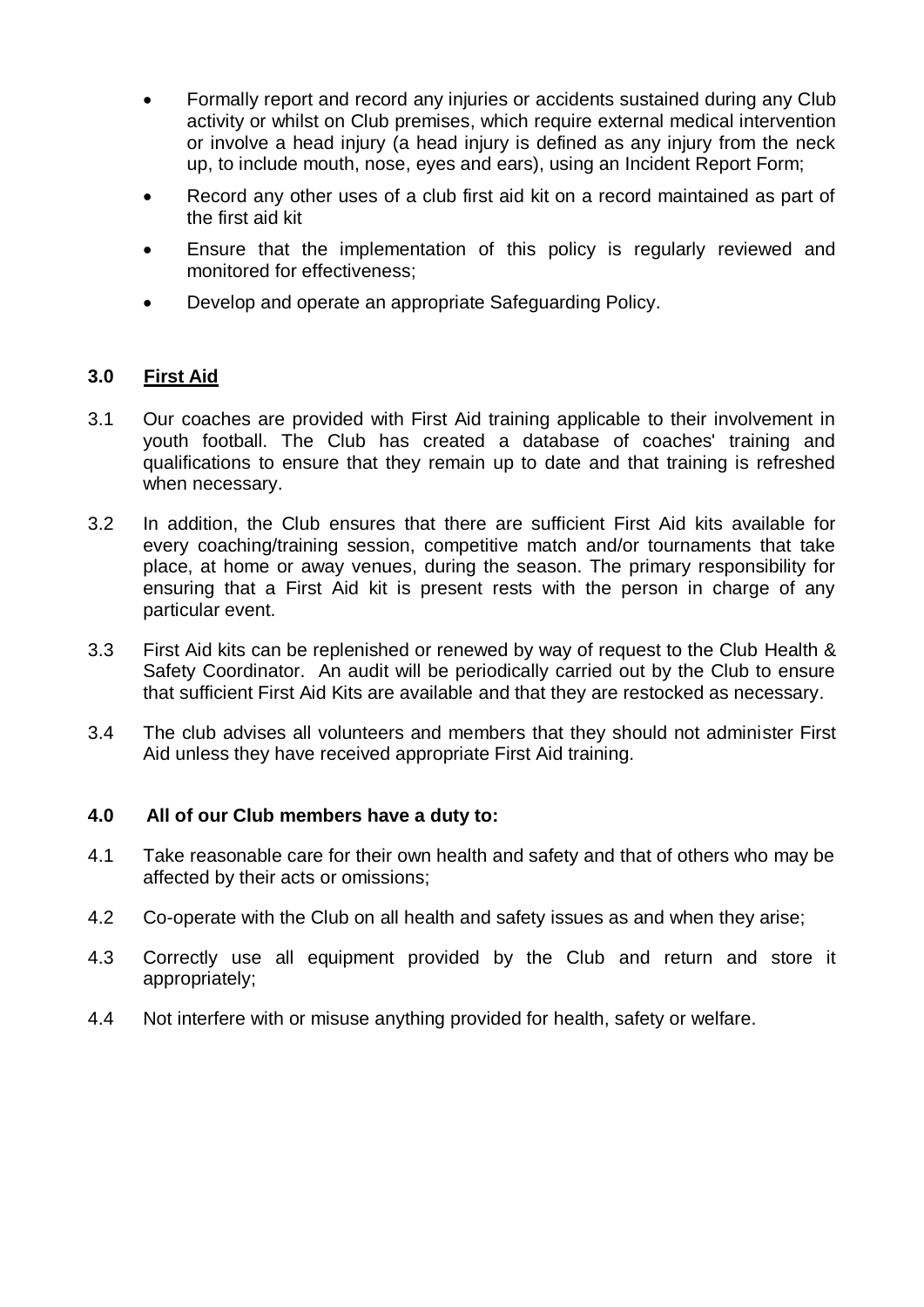- Formally report and record any injuries or accidents sustained during any Club activity or whilst on Club premises, which require external medical intervention or involve a head injury (a head injury is defined as any injury from the neck up, to include mouth, nose, eyes and ears), using an Incident Report Form;
- Record any other uses of a club first aid kit on a record maintained as part of the first aid kit
- Ensure that the implementation of this policy is regularly reviewed and monitored for effectiveness;
- Develop and operate an appropriate Safeguarding Policy.

## 3.0 First Aid

3.1 Our coaches are provided with First Aid training applicable to their involvement in youth football. The Club has created a database of coaches' training and qualifications to ensure that they remain up to date and that training is refreshed when necessary.

3.2 In addition, the Club ensures that there are sufficient First Aid kits available for every coaching/training session, competitive match and/or tournaments that take place, at home or away venues, during the season. The primary responsibility for ensuring that a First Aid kit is present rests with the person in charge of any particular event.

3.3 First Aid kits can be replenished or renewed by way of request to the Club Health & Safety Coordinator. An audit will be periodically carried out by the Club to ensure that sufficient First Aid Kits are available and that they are restocked as necessary.

3.4 The club advises all volunteers and members that they should not administer First Aid unless they have received appropriate First Aid training.

## 4.0 All of our Club members have a duty to:

4.1 Take reasonable care for their own health and safety and that of others who may be affected by their acts or omissions;

4.2 Co-operate with the Club on all health and safety issues as and when they arise;

4.3 Correctly use all equipment provided by the Club and return and store it appropriately;

4.4 Not interfere with or misuse anything provided for health, safety or welfare.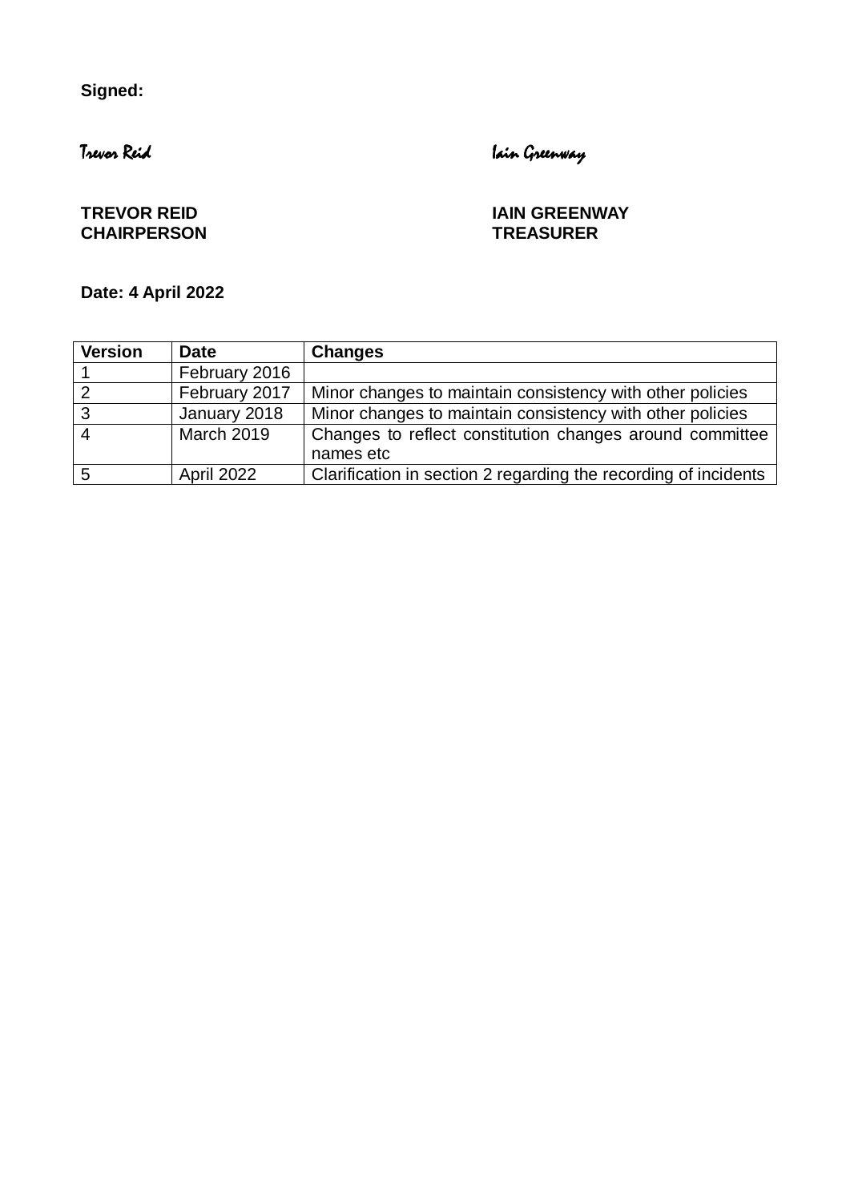**Signed:**

*Trevor Reid* *Iain Greenway*

**TREVOR REID**
**CHAIRPERSON**

**IAIN GREENWAY**
**TREASURER**

**Date: 4 April 2022**

| **Version** | **Date** | **Changes** |
|---|---|---|
| 1 | February 2016 | |
| 2 | February 2017 | Minor changes to maintain consistency with other policies |
| 3 | January 2018 | Minor changes to maintain consistency with other policies |
| 4 | March 2019 | Changes to reflect constitution changes around committee names etc |
| 5 | April 2022 | Clarification in section 2 regarding the recording of incidents |